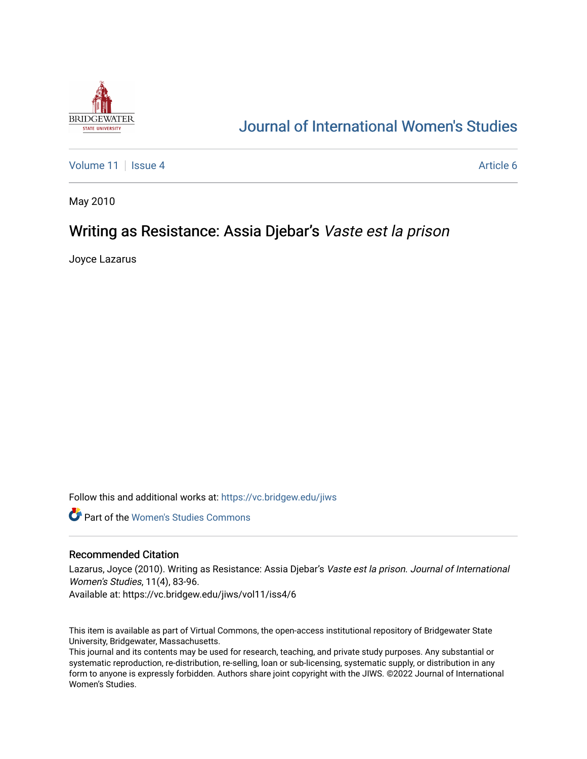# Journal of International Women's Studies

Volume 11 | Issue 4 Article 6

May 2010

# Writing as Resistance: Assia Djebar's *Vaste est la prison*

Joyce Lazarus

Follow this and additional works at: https://vc.bridgew.edu/jiws

Part of the Women's Studies Commons

## Recommended Citation

Lazarus, Joyce (2010). Writing as Resistance: Assia Djebar's *Vaste est la prison*. *Journal of International Women's Studies*, 11(4), 83-96.
Available at: https://vc.bridgew.edu/jiws/vol11/iss4/6

This item is available as part of Virtual Commons, the open-access institutional repository of Bridgewater State University, Bridgewater, Massachusetts.
This journal and its contents may be used for research, teaching, and private study purposes. Any substantial or systematic reproduction, re-distribution, re-selling, loan or sub-licensing, systematic supply, or distribution in any form to anyone is expressly forbidden. Authors share joint copyright with the JIWS. ©2022 Journal of International Women's Studies.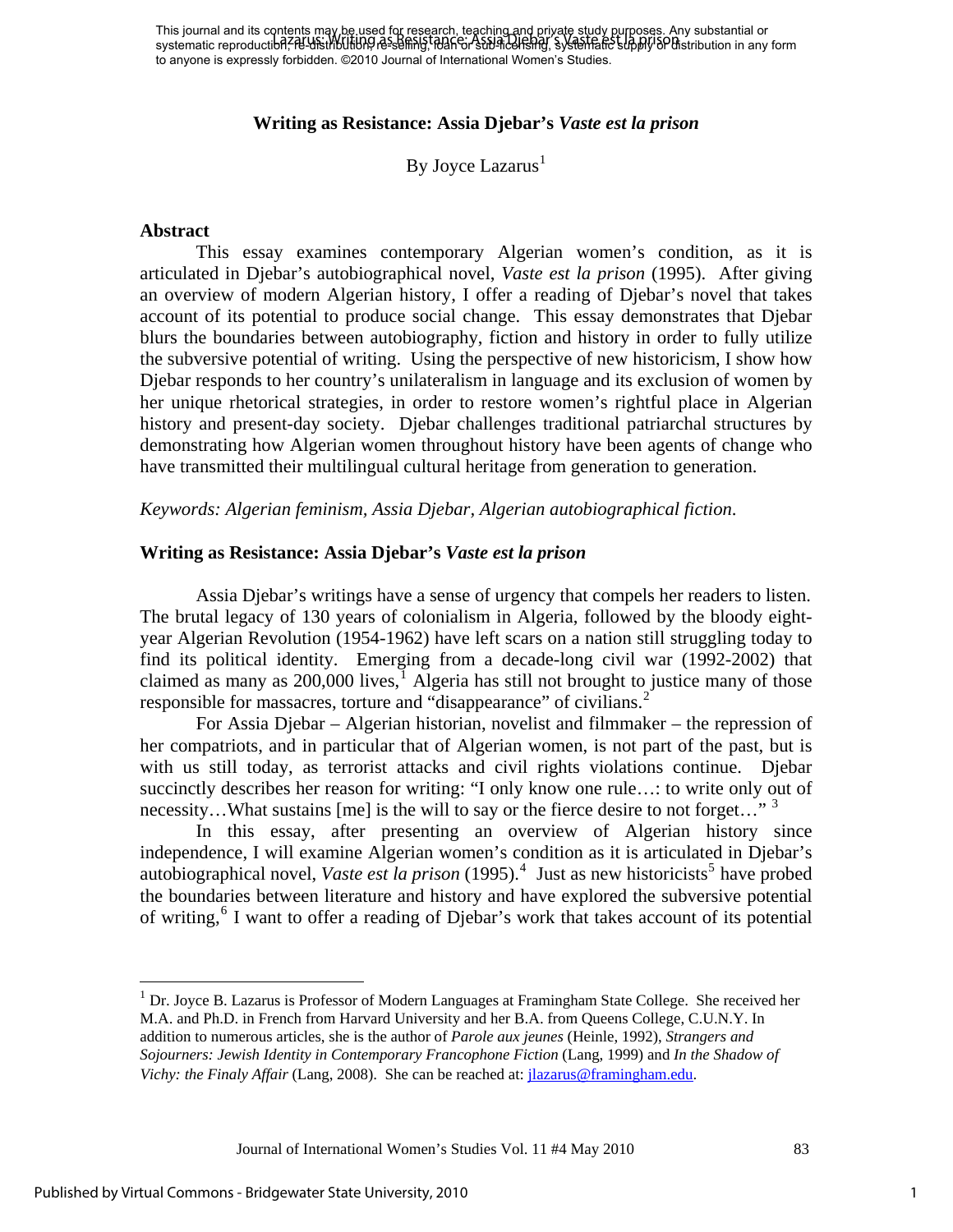# Writing as Resistance: Assia Djebar's *Vaste est la prison*

By Joyce Lazarus[1]

## Abstract

This essay examines contemporary Algerian women's condition, as it is articulated in Djebar's autobiographical novel, *Vaste est la prison* (1995). After giving an overview of modern Algerian history, I offer a reading of Djebar's novel that takes account of its potential to produce social change. This essay demonstrates that Djebar blurs the boundaries between autobiography, fiction and history in order to fully utilize the subversive potential of writing. Using the perspective of new historicism, I show how Djebar responds to her country's unilateralism in language and its exclusion of women by her unique rhetorical strategies, in order to restore women's rightful place in Algerian history and present-day society. Djebar challenges traditional patriarchal structures by demonstrating how Algerian women throughout history have been agents of change who have transmitted their multilingual cultural heritage from generation to generation.

*Keywords: Algerian feminism, Assia Djebar, Algerian autobiographical fiction.*

## Writing as Resistance: Assia Djebar's *Vaste est la prison*

Assia Djebar's writings have a sense of urgency that compels her readers to listen. The brutal legacy of 130 years of colonialism in Algeria, followed by the bloody eight-year Algerian Revolution (1954-1962) have left scars on a nation still struggling today to find its political identity. Emerging from a decade-long civil war (1992-2002) that claimed as many as 200,000 lives,[1] Algeria has still not brought to justice many of those responsible for massacres, torture and "disappearance" of civilians.[2]

For Assia Djebar – Algerian historian, novelist and filmmaker – the repression of her compatriots, and in particular that of Algerian women, is not part of the past, but is with us still today, as terrorist attacks and civil rights violations continue. Djebar succinctly describes her reason for writing: "I only know one rule…: to write only out of necessity…What sustains [me] is the will to say or the fierce desire to not forget…" [3]

In this essay, after presenting an overview of Algerian history since independence, I will examine Algerian women's condition as it is articulated in Djebar's autobiographical novel, *Vaste est la prison* (1995).[4] Just as new historicists[5] have probed the boundaries between literature and history and have explored the subversive potential of writing,[6] I want to offer a reading of Djebar's work that takes account of its potential

---

[1] Dr. Joyce B. Lazarus is Professor of Modern Languages at Framingham State College. She received her M.A. and Ph.D. in French from Harvard University and her B.A. from Queens College, C.U.N.Y. In addition to numerous articles, she is the author of *Parole aux jeunes* (Heinle, 1992), *Strangers and Sojourners: Jewish Identity in Contemporary Francophone Fiction* (Lang, 1999) and *In the Shadow of Vichy: the Finaly Affair* (Lang, 2008). She can be reached at: jlazarus@framingham.edu.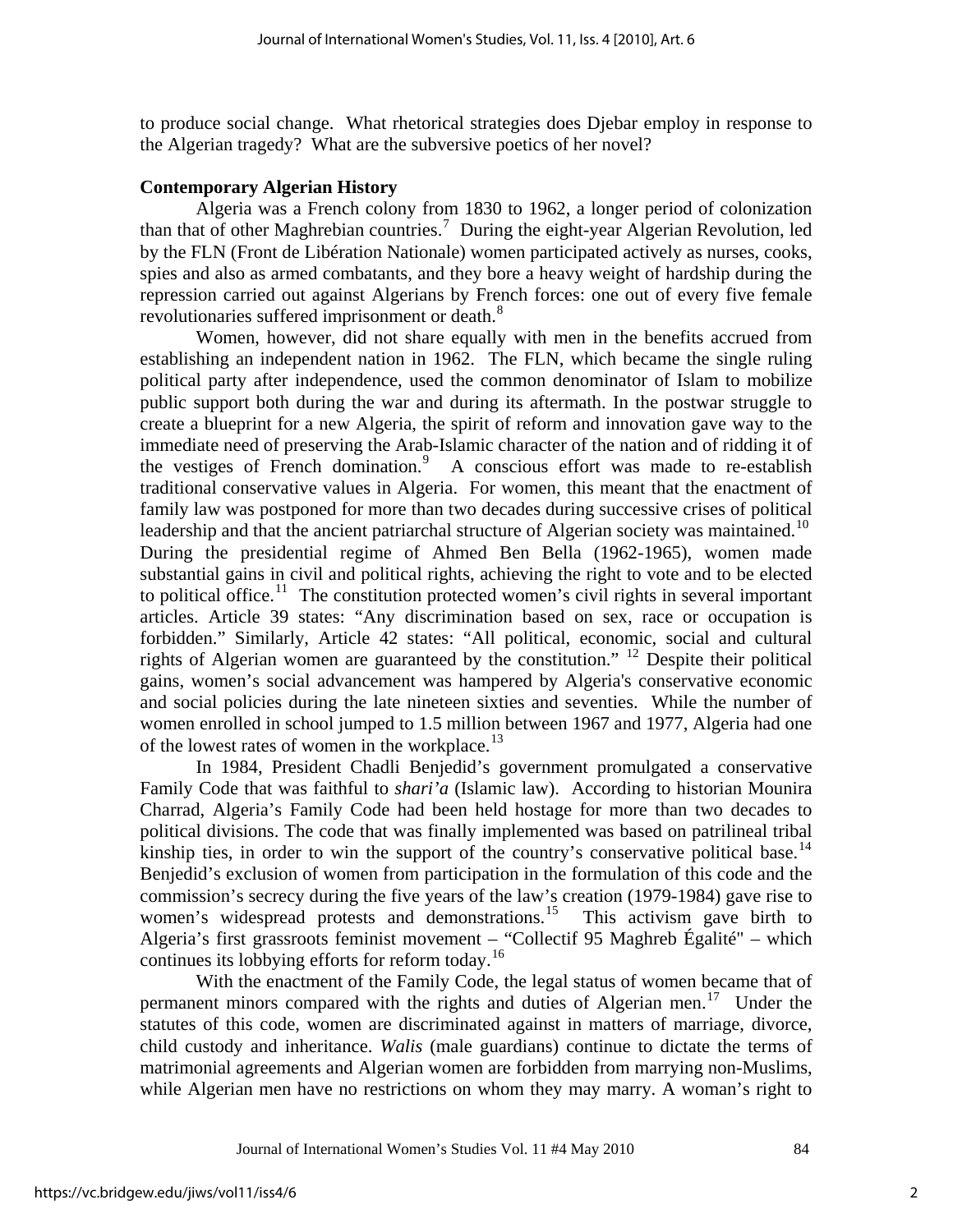to produce social change. What rhetorical strategies does Djebar employ in response to the Algerian tragedy? What are the subversive poetics of her novel?

## Contemporary Algerian History

Algeria was a French colony from 1830 to 1962, a longer period of colonization than that of other Maghrebian countries.[7] During the eight-year Algerian Revolution, led by the FLN (Front de Libération Nationale) women participated actively as nurses, cooks, spies and also as armed combatants, and they bore a heavy weight of hardship during the repression carried out against Algerians by French forces: one out of every five female revolutionaries suffered imprisonment or death.[8]

Women, however, did not share equally with men in the benefits accrued from establishing an independent nation in 1962. The FLN, which became the single ruling political party after independence, used the common denominator of Islam to mobilize public support both during the war and during its aftermath. In the postwar struggle to create a blueprint for a new Algeria, the spirit of reform and innovation gave way to the immediate need of preserving the Arab-Islamic character of the nation and of ridding it of the vestiges of French domination.[9] A conscious effort was made to re-establish traditional conservative values in Algeria. For women, this meant that the enactment of family law was postponed for more than two decades during successive crises of political leadership and that the ancient patriarchal structure of Algerian society was maintained.[10] During the presidential regime of Ahmed Ben Bella (1962-1965), women made substantial gains in civil and political rights, achieving the right to vote and to be elected to political office.[11] The constitution protected women's civil rights in several important articles. Article 39 states: "Any discrimination based on sex, race or occupation is forbidden." Similarly, Article 42 states: "All political, economic, social and cultural rights of Algerian women are guaranteed by the constitution." [12] Despite their political gains, women's social advancement was hampered by Algeria's conservative economic and social policies during the late nineteen sixties and seventies. While the number of women enrolled in school jumped to 1.5 million between 1967 and 1977, Algeria had one of the lowest rates of women in the workplace.[13]

In 1984, President Chadli Benjedid's government promulgated a conservative Family Code that was faithful to *shari'a* (Islamic law). According to historian Mounira Charrad, Algeria's Family Code had been held hostage for more than two decades to political divisions. The code that was finally implemented was based on patrilineal tribal kinship ties, in order to win the support of the country's conservative political base.[14] Benjedid's exclusion of women from participation in the formulation of this code and the commission's secrecy during the five years of the law's creation (1979-1984) gave rise to women's widespread protests and demonstrations.[15] This activism gave birth to Algeria's first grassroots feminist movement – "Collectif 95 Maghreb Égalité" – which continues its lobbying efforts for reform today.[16]

With the enactment of the Family Code, the legal status of women became that of permanent minors compared with the rights and duties of Algerian men.[17] Under the statutes of this code, women are discriminated against in matters of marriage, divorce, child custody and inheritance. *Walis* (male guardians) continue to dictate the terms of matrimonial agreements and Algerian women are forbidden from marrying non-Muslims, while Algerian men have no restrictions on whom they may marry. A woman's right to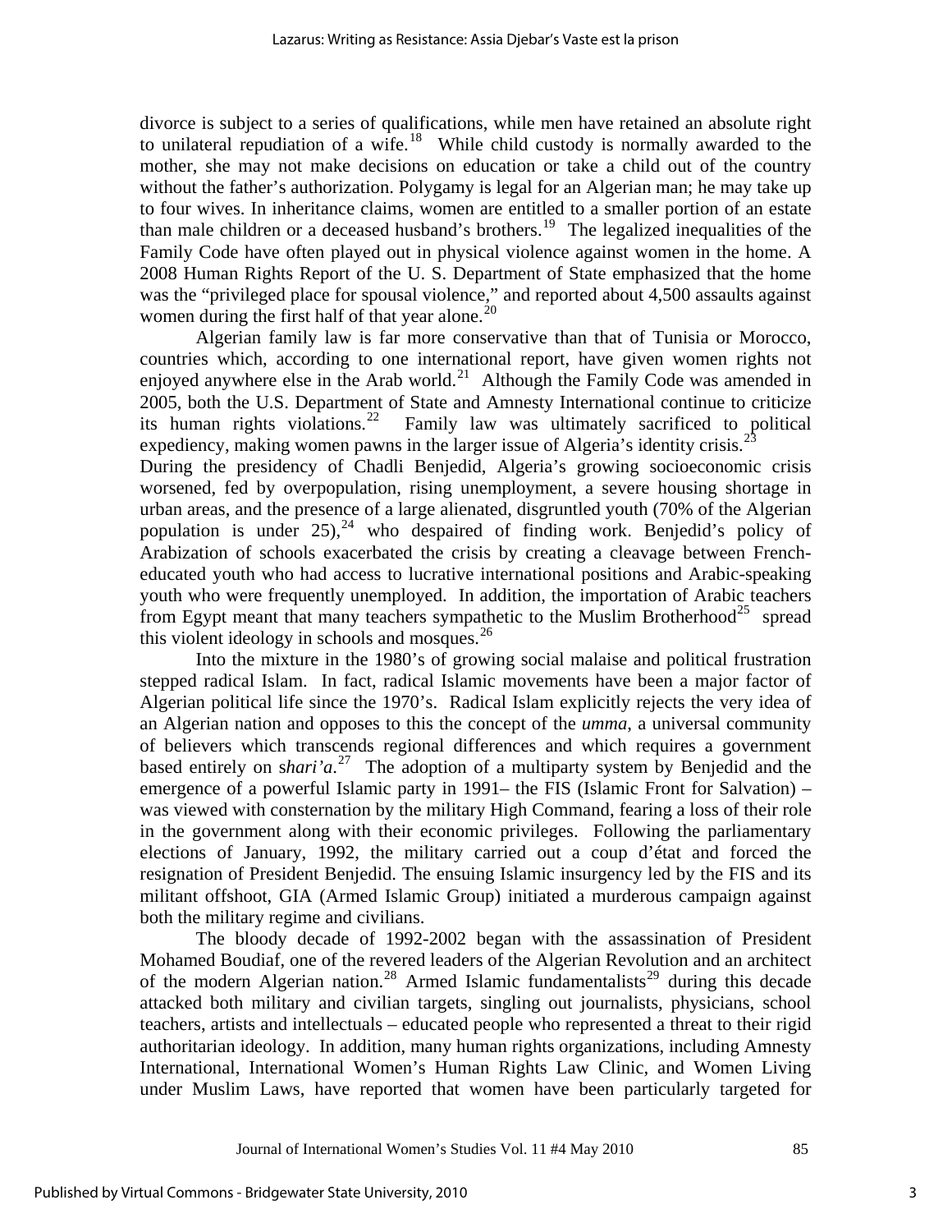divorce is subject to a series of qualifications, while men have retained an absolute right to unilateral repudiation of a wife.[18] While child custody is normally awarded to the mother, she may not make decisions on education or take a child out of the country without the father's authorization. Polygamy is legal for an Algerian man; he may take up to four wives. In inheritance claims, women are entitled to a smaller portion of an estate than male children or a deceased husband's brothers.[19] The legalized inequalities of the Family Code have often played out in physical violence against women in the home. A 2008 Human Rights Report of the U. S. Department of State emphasized that the home was the "privileged place for spousal violence," and reported about 4,500 assaults against women during the first half of that year alone.[20]

Algerian family law is far more conservative than that of Tunisia or Morocco, countries which, according to one international report, have given women rights not enjoyed anywhere else in the Arab world.[21] Although the Family Code was amended in 2005, both the U.S. Department of State and Amnesty International continue to criticize its human rights violations.[22] Family law was ultimately sacrificed to political expediency, making women pawns in the larger issue of Algeria's identity crisis.[23]

During the presidency of Chadli Benjedid, Algeria's growing socioeconomic crisis worsened, fed by overpopulation, rising unemployment, a severe housing shortage in urban areas, and the presence of a large alienated, disgruntled youth (70% of the Algerian population is under 25),[24] who despaired of finding work. Benjedid's policy of Arabization of schools exacerbated the crisis by creating a cleavage between French-educated youth who had access to lucrative international positions and Arabic-speaking youth who were frequently unemployed. In addition, the importation of Arabic teachers from Egypt meant that many teachers sympathetic to the Muslim Brotherhood[25] spread this violent ideology in schools and mosques.[26]

Into the mixture in the 1980's of growing social malaise and political frustration stepped radical Islam. In fact, radical Islamic movements have been a major factor of Algerian political life since the 1970's. Radical Islam explicitly rejects the very idea of an Algerian nation and opposes to this the concept of the *umma*, a universal community of believers which transcends regional differences and which requires a government based entirely on s*hari'a*.[27] The adoption of a multiparty system by Benjedid and the emergence of a powerful Islamic party in 1991– the FIS (Islamic Front for Salvation) – was viewed with consternation by the military High Command, fearing a loss of their role in the government along with their economic privileges. Following the parliamentary elections of January, 1992, the military carried out a coup d'état and forced the resignation of President Benjedid. The ensuing Islamic insurgency led by the FIS and its militant offshoot, GIA (Armed Islamic Group) initiated a murderous campaign against both the military regime and civilians.

The bloody decade of 1992-2002 began with the assassination of President Mohamed Boudiaf, one of the revered leaders of the Algerian Revolution and an architect of the modern Algerian nation.[28] Armed Islamic fundamentalists[29] during this decade attacked both military and civilian targets, singling out journalists, physicians, school teachers, artists and intellectuals – educated people who represented a threat to their rigid authoritarian ideology. In addition, many human rights organizations, including Amnesty International, International Women's Human Rights Law Clinic, and Women Living under Muslim Laws, have reported that women have been particularly targeted for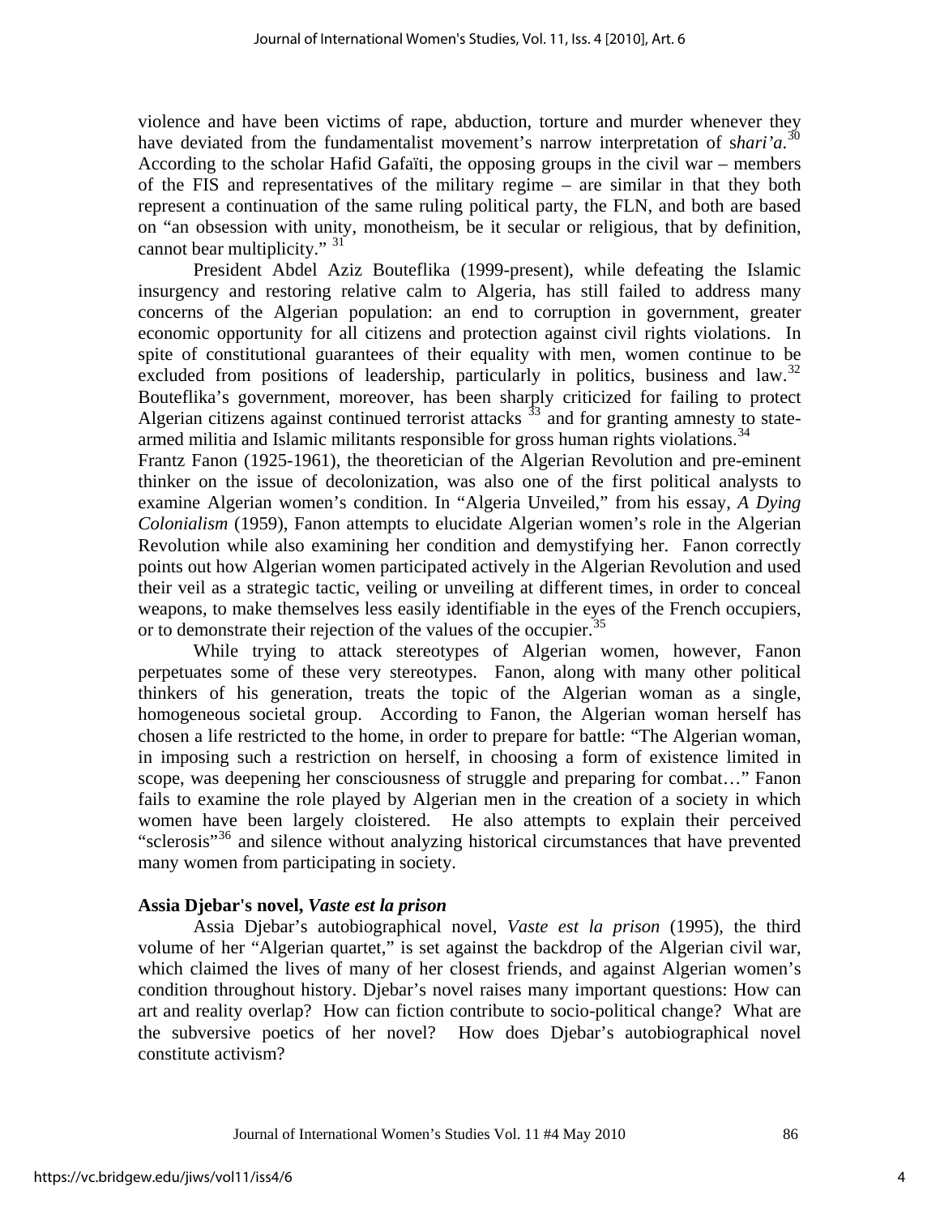violence and have been victims of rape, abduction, torture and murder whenever they have deviated from the fundamentalist movement's narrow interpretation of s*hari'a*.[30] According to the scholar Hafid Gafaïti, the opposing groups in the civil war – members of the FIS and representatives of the military regime – are similar in that they both represent a continuation of the same ruling political party, the FLN, and both are based on "an obsession with unity, monotheism, be it secular or religious, that by definition, cannot bear multiplicity." [31]

President Abdel Aziz Bouteflika (1999-present), while defeating the Islamic insurgency and restoring relative calm to Algeria, has still failed to address many concerns of the Algerian population: an end to corruption in government, greater economic opportunity for all citizens and protection against civil rights violations. In spite of constitutional guarantees of their equality with men, women continue to be excluded from positions of leadership, particularly in politics, business and law.[32] Bouteflika's government, moreover, has been sharply criticized for failing to protect Algerian citizens against continued terrorist attacks [33] and for granting amnesty to state-armed militia and Islamic militants responsible for gross human rights violations.[34]

Frantz Fanon (1925-1961), the theoretician of the Algerian Revolution and pre-eminent thinker on the issue of decolonization, was also one of the first political analysts to examine Algerian women's condition. In "Algeria Unveiled," from his essay, *A Dying Colonialism* (1959), Fanon attempts to elucidate Algerian women's role in the Algerian Revolution while also examining her condition and demystifying her. Fanon correctly points out how Algerian women participated actively in the Algerian Revolution and used their veil as a strategic tactic, veiling or unveiling at different times, in order to conceal weapons, to make themselves less easily identifiable in the eyes of the French occupiers, or to demonstrate their rejection of the values of the occupier.[35]

While trying to attack stereotypes of Algerian women, however, Fanon perpetuates some of these very stereotypes. Fanon, along with many other political thinkers of his generation, treats the topic of the Algerian woman as a single, homogeneous societal group. According to Fanon, the Algerian woman herself has chosen a life restricted to the home, in order to prepare for battle: "The Algerian woman, in imposing such a restriction on herself, in choosing a form of existence limited in scope, was deepening her consciousness of struggle and preparing for combat…" Fanon fails to examine the role played by Algerian men in the creation of a society in which women have been largely cloistered. He also attempts to explain their perceived "sclerosis"[36] and silence without analyzing historical circumstances that have prevented many women from participating in society.

## Assia Djebar's novel, *Vaste est la prison*

Assia Djebar's autobiographical novel, *Vaste est la prison* (1995), the third volume of her "Algerian quartet," is set against the backdrop of the Algerian civil war, which claimed the lives of many of her closest friends, and against Algerian women's condition throughout history. Djebar's novel raises many important questions: How can art and reality overlap? How can fiction contribute to socio-political change? What are the subversive poetics of her novel? How does Djebar's autobiographical novel constitute activism?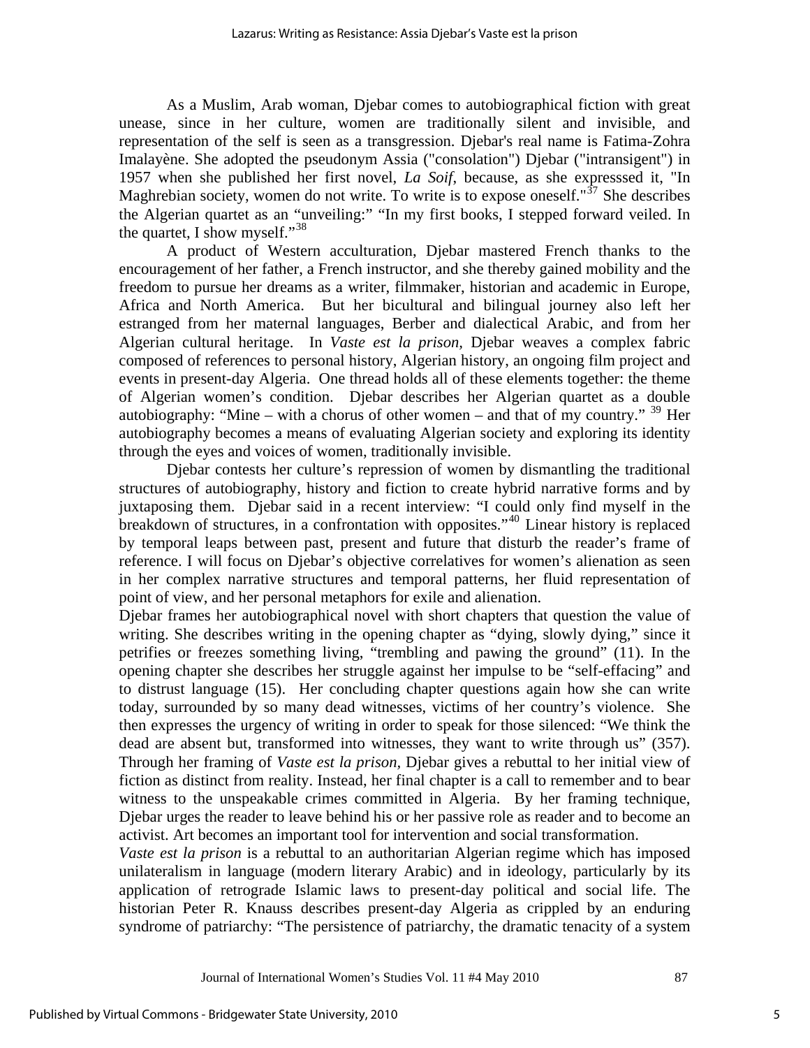As a Muslim, Arab woman, Djebar comes to autobiographical fiction with great unease, since in her culture, women are traditionally silent and invisible, and representation of the self is seen as a transgression. Djebar's real name is Fatima-Zohra Imalayène. She adopted the pseudonym Assia ("consolation") Djebar ("intransigent") in 1957 when she published her first novel, *La Soif*, because, as she expresssed it, "In Maghrebian society, women do not write. To write is to expose oneself."[37] She describes the Algerian quartet as an "unveiling:" "In my first books, I stepped forward veiled. In the quartet, I show myself."[38]

A product of Western acculturation, Djebar mastered French thanks to the encouragement of her father, a French instructor, and she thereby gained mobility and the freedom to pursue her dreams as a writer, filmmaker, historian and academic in Europe, Africa and North America. But her bicultural and bilingual journey also left her estranged from her maternal languages, Berber and dialectical Arabic, and from her Algerian cultural heritage. In *Vaste est la prison*, Djebar weaves a complex fabric composed of references to personal history, Algerian history, an ongoing film project and events in present-day Algeria. One thread holds all of these elements together: the theme of Algerian women's condition. Djebar describes her Algerian quartet as a double autobiography: "Mine – with a chorus of other women – and that of my country." [39] Her autobiography becomes a means of evaluating Algerian society and exploring its identity through the eyes and voices of women, traditionally invisible.

Djebar contests her culture's repression of women by dismantling the traditional structures of autobiography, history and fiction to create hybrid narrative forms and by juxtaposing them. Djebar said in a recent interview: "I could only find myself in the breakdown of structures, in a confrontation with opposites."[40] Linear history is replaced by temporal leaps between past, present and future that disturb the reader's frame of reference. I will focus on Djebar's objective correlatives for women's alienation as seen in her complex narrative structures and temporal patterns, her fluid representation of point of view, and her personal metaphors for exile and alienation.

Djebar frames her autobiographical novel with short chapters that question the value of writing. She describes writing in the opening chapter as "dying, slowly dying," since it petrifies or freezes something living, "trembling and pawing the ground" (11). In the opening chapter she describes her struggle against her impulse to be "self-effacing" and to distrust language (15). Her concluding chapter questions again how she can write today, surrounded by so many dead witnesses, victims of her country's violence. She then expresses the urgency of writing in order to speak for those silenced: "We think the dead are absent but, transformed into witnesses, they want to write through us" (357). Through her framing of *Vaste est la prison,* Djebar gives a rebuttal to her initial view of fiction as distinct from reality. Instead, her final chapter is a call to remember and to bear witness to the unspeakable crimes committed in Algeria. By her framing technique, Djebar urges the reader to leave behind his or her passive role as reader and to become an activist. Art becomes an important tool for intervention and social transformation.

*Vaste est la prison* is a rebuttal to an authoritarian Algerian regime which has imposed unilateralism in language (modern literary Arabic) and in ideology, particularly by its application of retrograde Islamic laws to present-day political and social life. The historian Peter R. Knauss describes present-day Algeria as crippled by an enduring syndrome of patriarchy: "The persistence of patriarchy, the dramatic tenacity of a system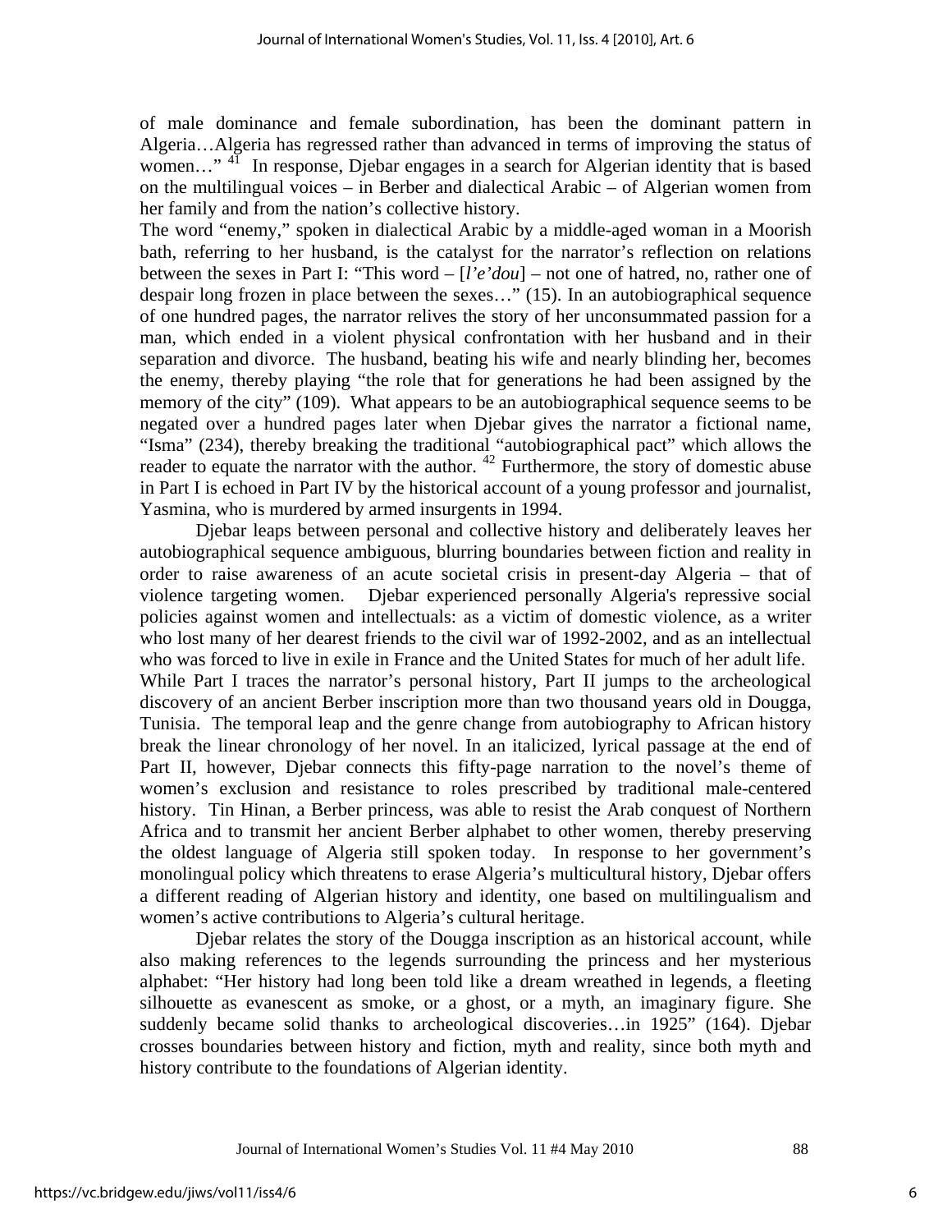of male dominance and female subordination, has been the dominant pattern in Algeria…Algeria has regressed rather than advanced in terms of improving the status of women…" [41] In response, Djebar engages in a search for Algerian identity that is based on the multilingual voices – in Berber and dialectical Arabic – of Algerian women from her family and from the nation's collective history.

The word "enemy," spoken in dialectical Arabic by a middle-aged woman in a Moorish bath, referring to her husband, is the catalyst for the narrator's reflection on relations between the sexes in Part I: "This word – [*l'e'dou*] – not one of hatred, no, rather one of despair long frozen in place between the sexes…" (15). In an autobiographical sequence of one hundred pages, the narrator relives the story of her unconsummated passion for a man, which ended in a violent physical confrontation with her husband and in their separation and divorce. The husband, beating his wife and nearly blinding her, becomes the enemy, thereby playing "the role that for generations he had been assigned by the memory of the city" (109). What appears to be an autobiographical sequence seems to be negated over a hundred pages later when Djebar gives the narrator a fictional name, "Isma" (234), thereby breaking the traditional "autobiographical pact" which allows the reader to equate the narrator with the author. [42] Furthermore, the story of domestic abuse in Part I is echoed in Part IV by the historical account of a young professor and journalist, Yasmina, who is murdered by armed insurgents in 1994.

Djebar leaps between personal and collective history and deliberately leaves her autobiographical sequence ambiguous, blurring boundaries between fiction and reality in order to raise awareness of an acute societal crisis in present-day Algeria – that of violence targeting women. Djebar experienced personally Algeria's repressive social policies against women and intellectuals: as a victim of domestic violence, as a writer who lost many of her dearest friends to the civil war of 1992-2002, and as an intellectual who was forced to live in exile in France and the United States for much of her adult life.

While Part I traces the narrator's personal history, Part II jumps to the archeological discovery of an ancient Berber inscription more than two thousand years old in Dougga, Tunisia. The temporal leap and the genre change from autobiography to African history break the linear chronology of her novel. In an italicized, lyrical passage at the end of Part II, however, Djebar connects this fifty-page narration to the novel's theme of women's exclusion and resistance to roles prescribed by traditional male-centered history. Tin Hinan, a Berber princess, was able to resist the Arab conquest of Northern Africa and to transmit her ancient Berber alphabet to other women, thereby preserving the oldest language of Algeria still spoken today. In response to her government's monolingual policy which threatens to erase Algeria's multicultural history, Djebar offers a different reading of Algerian history and identity, one based on multilingualism and women's active contributions to Algeria's cultural heritage.

Djebar relates the story of the Dougga inscription as an historical account, while also making references to the legends surrounding the princess and her mysterious alphabet: "Her history had long been told like a dream wreathed in legends, a fleeting silhouette as evanescent as smoke, or a ghost, or a myth, an imaginary figure. She suddenly became solid thanks to archeological discoveries…in 1925" (164). Djebar crosses boundaries between history and fiction, myth and reality, since both myth and history contribute to the foundations of Algerian identity.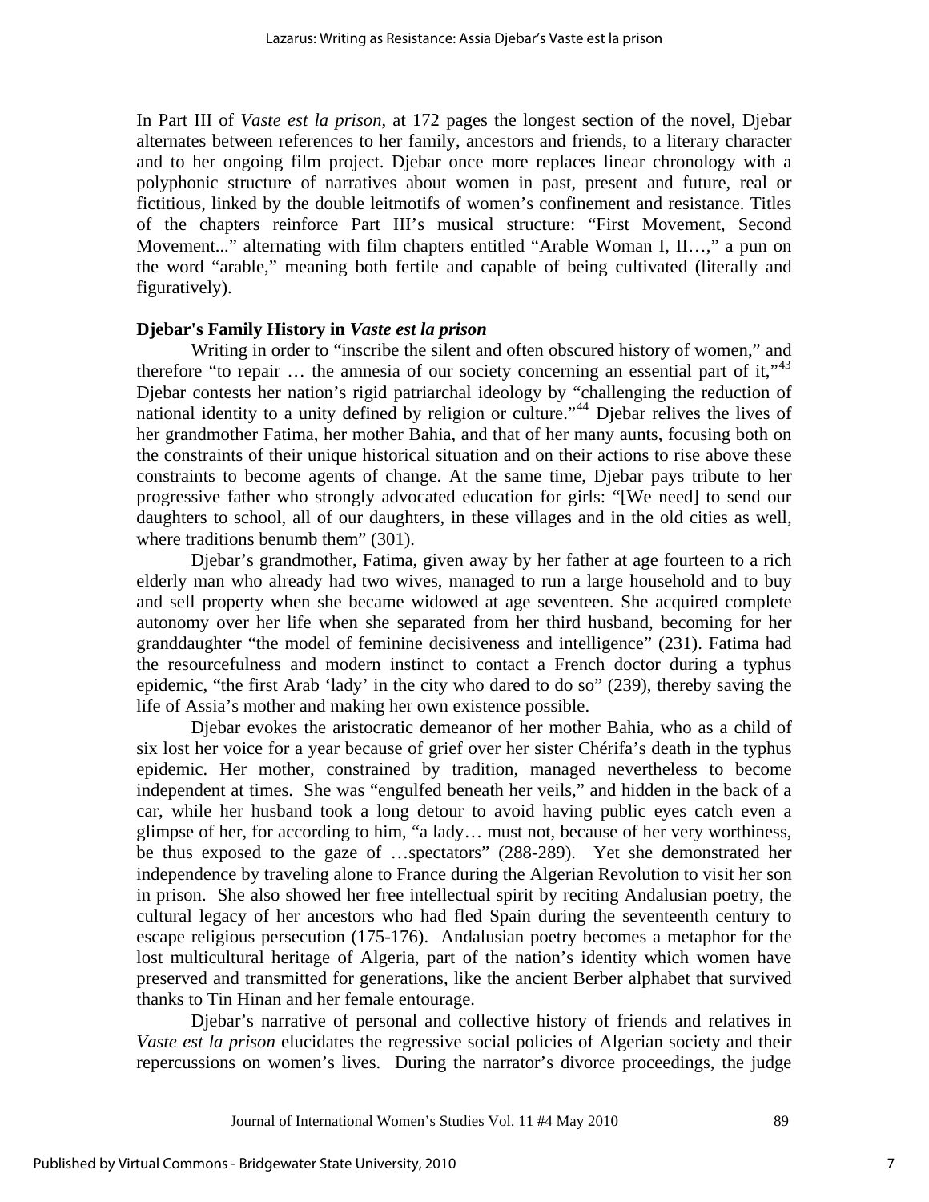In Part III of *Vaste est la prison*, at 172 pages the longest section of the novel, Djebar alternates between references to her family, ancestors and friends, to a literary character and to her ongoing film project. Djebar once more replaces linear chronology with a polyphonic structure of narratives about women in past, present and future, real or fictitious, linked by the double leitmotifs of women's confinement and resistance. Titles of the chapters reinforce Part III's musical structure: "First Movement, Second Movement..." alternating with film chapters entitled "Arable Woman I, II…," a pun on the word "arable," meaning both fertile and capable of being cultivated (literally and figuratively).

### Djebar's Family History in *Vaste est la prison*

Writing in order to "inscribe the silent and often obscured history of women," and therefore "to repair … the amnesia of our society concerning an essential part of it,"[43] Djebar contests her nation's rigid patriarchal ideology by "challenging the reduction of national identity to a unity defined by religion or culture."[44] Djebar relives the lives of her grandmother Fatima, her mother Bahia, and that of her many aunts, focusing both on the constraints of their unique historical situation and on their actions to rise above these constraints to become agents of change. At the same time, Djebar pays tribute to her progressive father who strongly advocated education for girls: "[We need] to send our daughters to school, all of our daughters, in these villages and in the old cities as well, where traditions benumb them" (301).

Djebar's grandmother, Fatima, given away by her father at age fourteen to a rich elderly man who already had two wives, managed to run a large household and to buy and sell property when she became widowed at age seventeen. She acquired complete autonomy over her life when she separated from her third husband, becoming for her granddaughter "the model of feminine decisiveness and intelligence" (231). Fatima had the resourcefulness and modern instinct to contact a French doctor during a typhus epidemic, "the first Arab 'lady' in the city who dared to do so" (239), thereby saving the life of Assia's mother and making her own existence possible.

Djebar evokes the aristocratic demeanor of her mother Bahia, who as a child of six lost her voice for a year because of grief over her sister Chérifa's death in the typhus epidemic. Her mother, constrained by tradition, managed nevertheless to become independent at times. She was "engulfed beneath her veils," and hidden in the back of a car, while her husband took a long detour to avoid having public eyes catch even a glimpse of her, for according to him, "a lady… must not, because of her very worthiness, be thus exposed to the gaze of …spectators" (288-289). Yet she demonstrated her independence by traveling alone to France during the Algerian Revolution to visit her son in prison. She also showed her free intellectual spirit by reciting Andalusian poetry, the cultural legacy of her ancestors who had fled Spain during the seventeenth century to escape religious persecution (175-176). Andalusian poetry becomes a metaphor for the lost multicultural heritage of Algeria, part of the nation's identity which women have preserved and transmitted for generations, like the ancient Berber alphabet that survived thanks to Tin Hinan and her female entourage.

Djebar's narrative of personal and collective history of friends and relatives in *Vaste est la prison* elucidates the regressive social policies of Algerian society and their repercussions on women's lives. During the narrator's divorce proceedings, the judge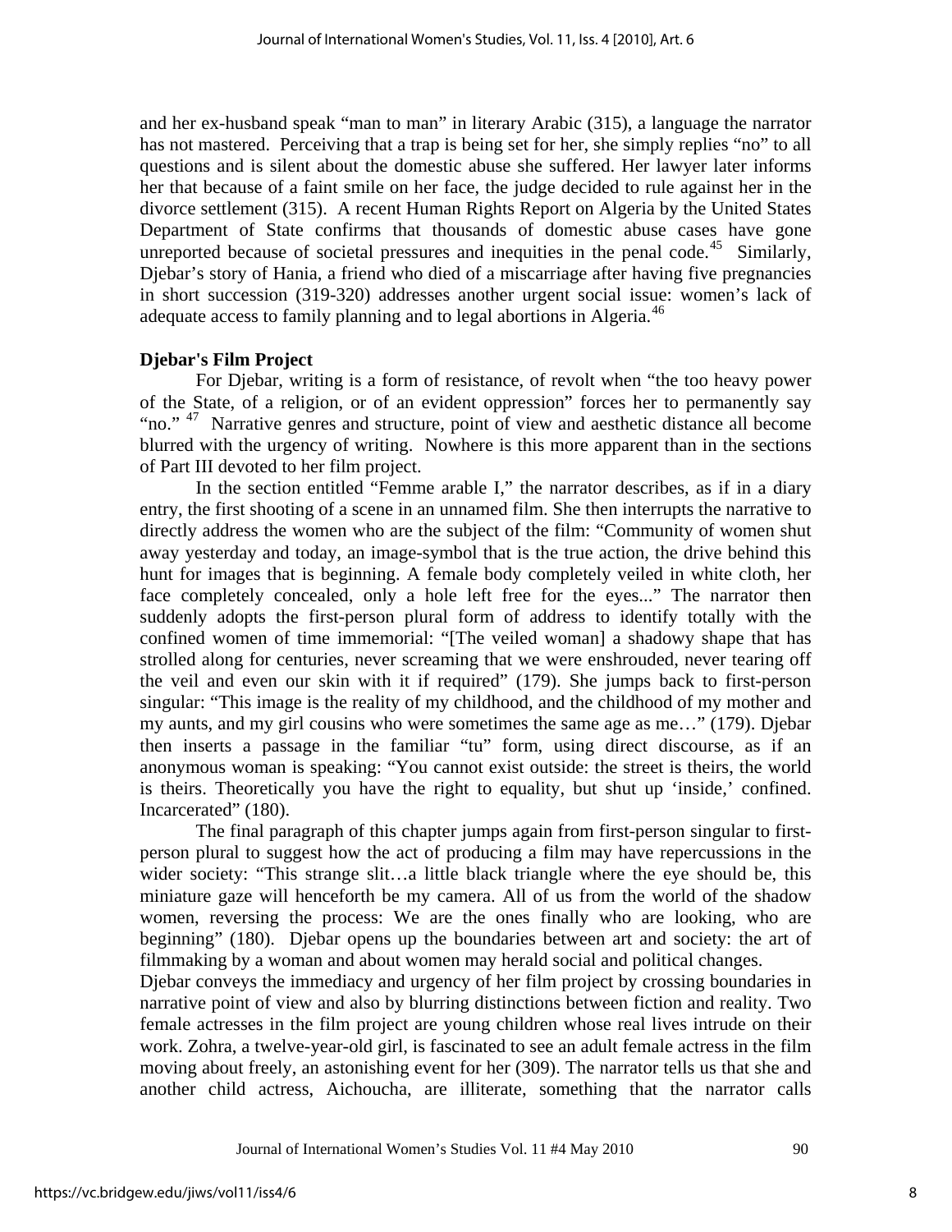and her ex-husband speak "man to man" in literary Arabic (315), a language the narrator has not mastered. Perceiving that a trap is being set for her, she simply replies "no" to all questions and is silent about the domestic abuse she suffered. Her lawyer later informs her that because of a faint smile on her face, the judge decided to rule against her in the divorce settlement (315). A recent Human Rights Report on Algeria by the United States Department of State confirms that thousands of domestic abuse cases have gone unreported because of societal pressures and inequities in the penal code.[45] Similarly, Djebar's story of Hania, a friend who died of a miscarriage after having five pregnancies in short succession (319-320) addresses another urgent social issue: women's lack of adequate access to family planning and to legal abortions in Algeria.[46]

**Djebar's Film Project**

For Djebar, writing is a form of resistance, of revolt when "the too heavy power of the State, of a religion, or of an evident oppression" forces her to permanently say "no." [47] Narrative genres and structure, point of view and aesthetic distance all become blurred with the urgency of writing. Nowhere is this more apparent than in the sections of Part III devoted to her film project.

In the section entitled "Femme arable I," the narrator describes, as if in a diary entry, the first shooting of a scene in an unnamed film. She then interrupts the narrative to directly address the women who are the subject of the film: "Community of women shut away yesterday and today, an image-symbol that is the true action, the drive behind this hunt for images that is beginning. A female body completely veiled in white cloth, her face completely concealed, only a hole left free for the eyes..." The narrator then suddenly adopts the first-person plural form of address to identify totally with the confined women of time immemorial: "[The veiled woman] a shadowy shape that has strolled along for centuries, never screaming that we were enshrouded, never tearing off the veil and even our skin with it if required" (179). She jumps back to first-person singular: "This image is the reality of my childhood, and the childhood of my mother and my aunts, and my girl cousins who were sometimes the same age as me…" (179). Djebar then inserts a passage in the familiar "tu" form, using direct discourse, as if an anonymous woman is speaking: "You cannot exist outside: the street is theirs, the world is theirs. Theoretically you have the right to equality, but shut up 'inside,' confined. Incarcerated" (180).

The final paragraph of this chapter jumps again from first-person singular to first-person plural to suggest how the act of producing a film may have repercussions in the wider society: "This strange slit…a little black triangle where the eye should be, this miniature gaze will henceforth be my camera. All of us from the world of the shadow women, reversing the process: We are the ones finally who are looking, who are beginning" (180). Djebar opens up the boundaries between art and society: the art of filmmaking by a woman and about women may herald social and political changes.

Djebar conveys the immediacy and urgency of her film project by crossing boundaries in narrative point of view and also by blurring distinctions between fiction and reality. Two female actresses in the film project are young children whose real lives intrude on their work. Zohra, a twelve-year-old girl, is fascinated to see an adult female actress in the film moving about freely, an astonishing event for her (309). The narrator tells us that she and another child actress, Aichoucha, are illiterate, something that the narrator calls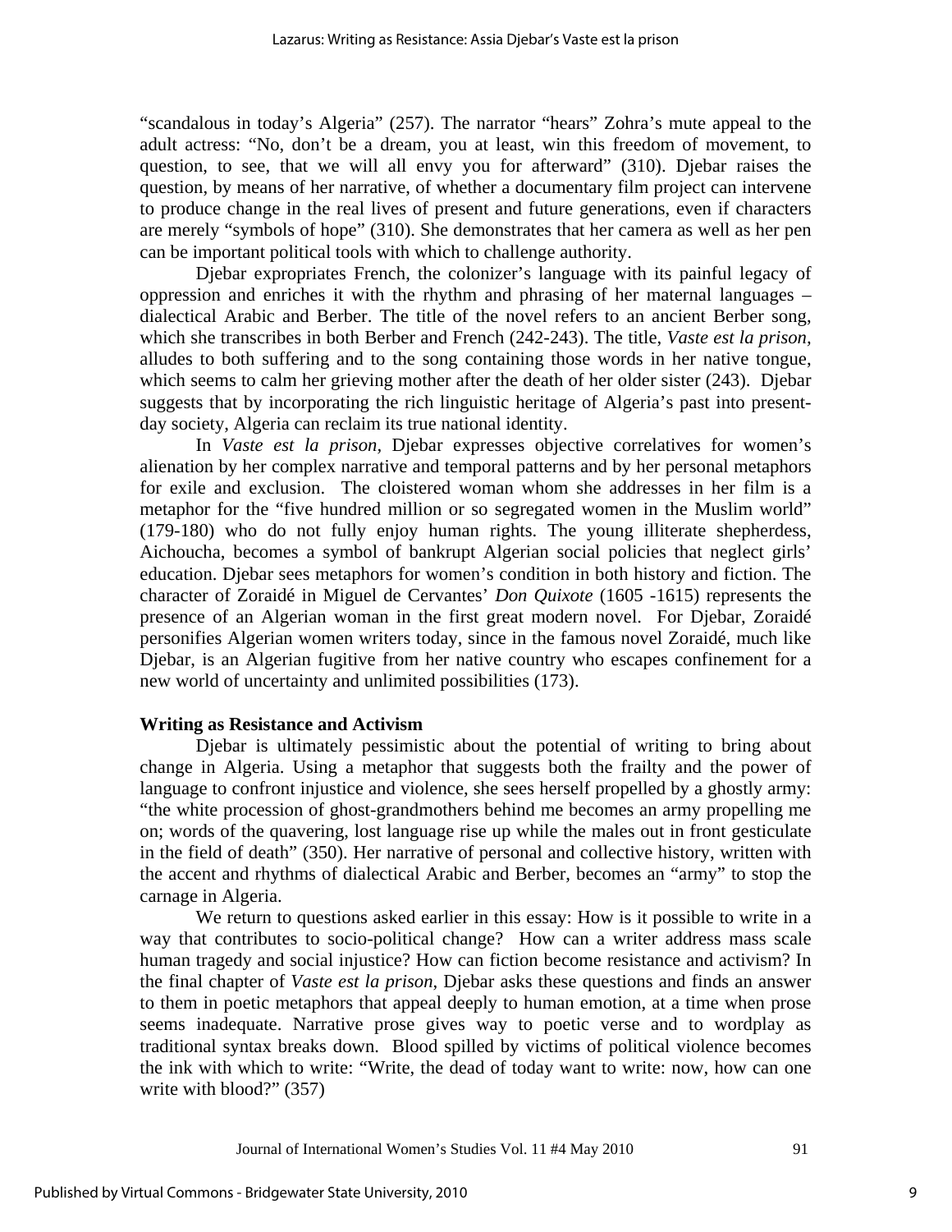"scandalous in today's Algeria" (257). The narrator "hears" Zohra's mute appeal to the adult actress: "No, don't be a dream, you at least, win this freedom of movement, to question, to see, that we will all envy you for afterward" (310). Djebar raises the question, by means of her narrative, of whether a documentary film project can intervene to produce change in the real lives of present and future generations, even if characters are merely "symbols of hope" (310). She demonstrates that her camera as well as her pen can be important political tools with which to challenge authority.

Djebar expropriates French, the colonizer's language with its painful legacy of oppression and enriches it with the rhythm and phrasing of her maternal languages – dialectical Arabic and Berber. The title of the novel refers to an ancient Berber song, which she transcribes in both Berber and French (242-243). The title, *Vaste est la prison*, alludes to both suffering and to the song containing those words in her native tongue, which seems to calm her grieving mother after the death of her older sister (243). Djebar suggests that by incorporating the rich linguistic heritage of Algeria's past into present-day society, Algeria can reclaim its true national identity.

In *Vaste est la prison*, Djebar expresses objective correlatives for women's alienation by her complex narrative and temporal patterns and by her personal metaphors for exile and exclusion. The cloistered woman whom she addresses in her film is a metaphor for the "five hundred million or so segregated women in the Muslim world" (179-180) who do not fully enjoy human rights. The young illiterate shepherdess, Aichoucha, becomes a symbol of bankrupt Algerian social policies that neglect girls' education. Djebar sees metaphors for women's condition in both history and fiction. The character of Zoraidé in Miguel de Cervantes' *Don Quixote* (1605 -1615) represents the presence of an Algerian woman in the first great modern novel. For Djebar, Zoraidé personifies Algerian women writers today, since in the famous novel Zoraidé, much like Djebar, is an Algerian fugitive from her native country who escapes confinement for a new world of uncertainty and unlimited possibilities (173).

### Writing as Resistance and Activism

Djebar is ultimately pessimistic about the potential of writing to bring about change in Algeria. Using a metaphor that suggests both the frailty and the power of language to confront injustice and violence, she sees herself propelled by a ghostly army: "the white procession of ghost-grandmothers behind me becomes an army propelling me on; words of the quavering, lost language rise up while the males out in front gesticulate in the field of death" (350). Her narrative of personal and collective history, written with the accent and rhythms of dialectical Arabic and Berber, becomes an "army" to stop the carnage in Algeria.

We return to questions asked earlier in this essay: How is it possible to write in a way that contributes to socio-political change? How can a writer address mass scale human tragedy and social injustice? How can fiction become resistance and activism? In the final chapter of *Vaste est la prison*, Djebar asks these questions and finds an answer to them in poetic metaphors that appeal deeply to human emotion, at a time when prose seems inadequate. Narrative prose gives way to poetic verse and to wordplay as traditional syntax breaks down. Blood spilled by victims of political violence becomes the ink with which to write: "Write, the dead of today want to write: now, how can one write with blood?" (357)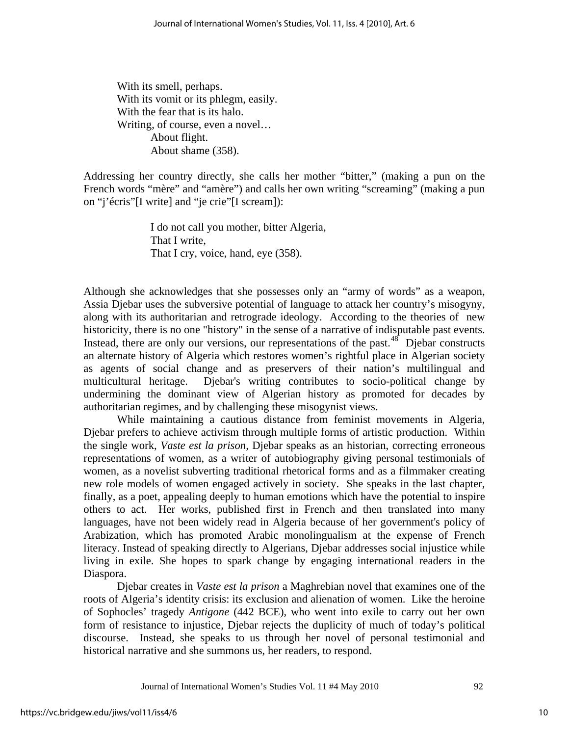> With its smell, perhaps.
> With its vomit or its phlegm, easily.
> With the fear that is its halo.
> Writing, of course, even a novel…
> About flight.
> About shame (358).

Addressing her country directly, she calls her mother "bitter," (making a pun on the French words "mère" and "amère") and calls her own writing "screaming" (making a pun on "j'écris"[I write] and "je crie"[I scream]):

> I do not call you mother, bitter Algeria,
> That I write,
> That I cry, voice, hand, eye (358).

Although she acknowledges that she possesses only an "army of words" as a weapon, Assia Djebar uses the subversive potential of language to attack her country's misogyny, along with its authoritarian and retrograde ideology. According to the theories of new historicity, there is no one "history" in the sense of a narrative of indisputable past events. Instead, there are only our versions, our representations of the past.[48] Djebar constructs an alternate history of Algeria which restores women's rightful place in Algerian society as agents of social change and as preservers of their nation's multilingual and multicultural heritage. Djebar's writing contributes to socio-political change by undermining the dominant view of Algerian history as promoted for decades by authoritarian regimes, and by challenging these misogynist views.

While maintaining a cautious distance from feminist movements in Algeria, Djebar prefers to achieve activism through multiple forms of artistic production. Within the single work, *Vaste est la prison,* Djebar speaks as an historian, correcting erroneous representations of women, as a writer of autobiography giving personal testimonials of women, as a novelist subverting traditional rhetorical forms and as a filmmaker creating new role models of women engaged actively in society. She speaks in the last chapter, finally, as a poet, appealing deeply to human emotions which have the potential to inspire others to act. Her works, published first in French and then translated into many languages, have not been widely read in Algeria because of her government's policy of Arabization, which has promoted Arabic monolingualism at the expense of French literacy. Instead of speaking directly to Algerians, Djebar addresses social injustice while living in exile. She hopes to spark change by engaging international readers in the Diaspora.

Djebar creates in *Vaste est la prison* a Maghrebian novel that examines one of the roots of Algeria's identity crisis: its exclusion and alienation of women. Like the heroine of Sophocles' tragedy *Antigone* (442 BCE), who went into exile to carry out her own form of resistance to injustice, Djebar rejects the duplicity of much of today's political discourse. Instead, she speaks to us through her novel of personal testimonial and historical narrative and she summons us, her readers, to respond.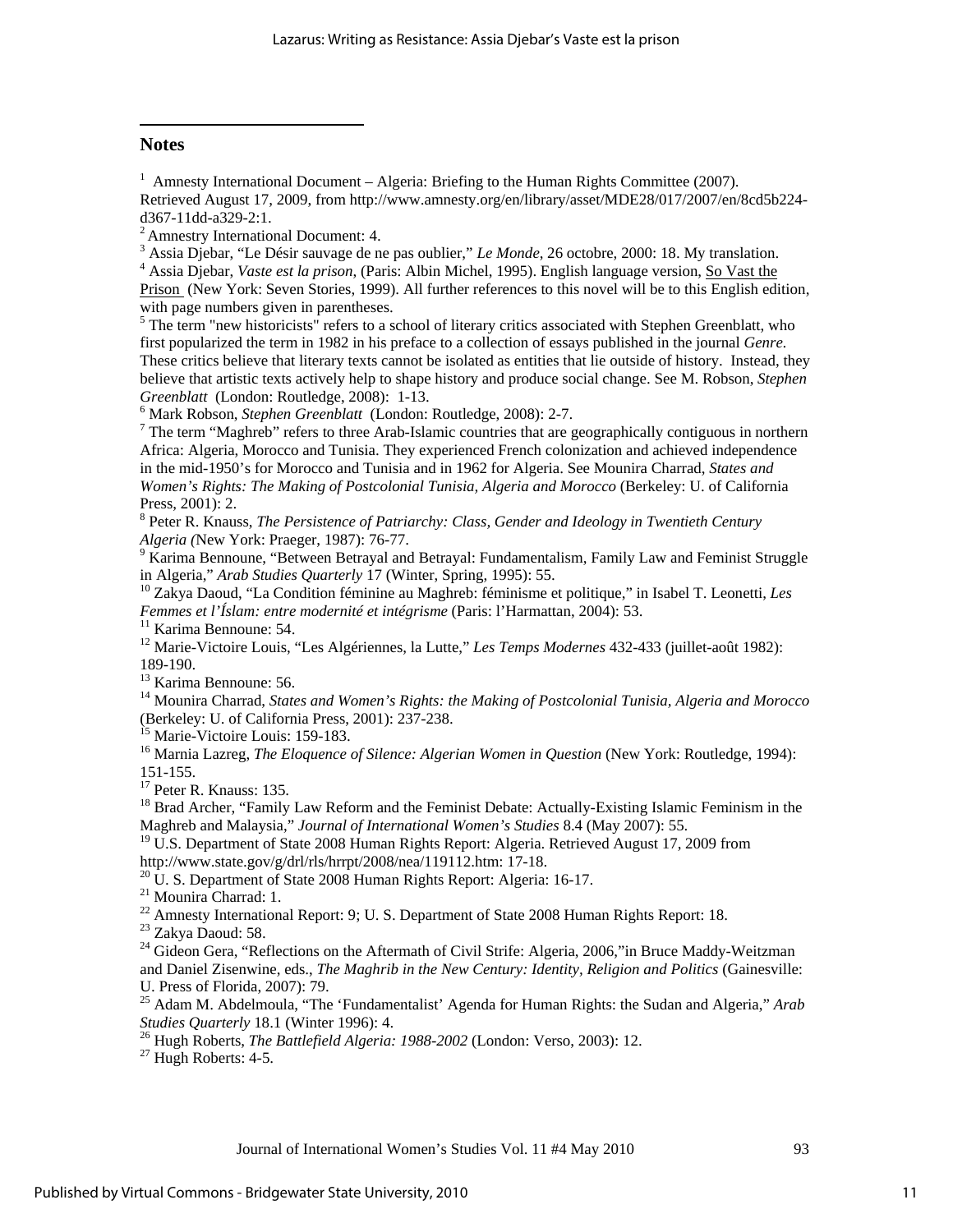## Notes

[1] Amnesty International Document – Algeria: Briefing to the Human Rights Committee (2007). Retrieved August 17, 2009, from http://www.amnesty.org/en/library/asset/MDE28/017/2007/en/8cd5b224-d367-11dd-a329-2:1.

[2] Amnestry International Document: 4.

[3] Assia Djebar, "Le Désir sauvage de ne pas oublier," *Le Monde*, 26 octobre, 2000: 18. My translation.

[4] Assia Djebar, *Vaste est la prison*, (Paris: Albin Michel, 1995). English language version, So Vast the Prison (New York: Seven Stories, 1999). All further references to this novel will be to this English edition, with page numbers given in parentheses.

[5] The term "new historicists" refers to a school of literary critics associated with Stephen Greenblatt, who first popularized the term in 1982 in his preface to a collection of essays published in the journal *Genre*. These critics believe that literary texts cannot be isolated as entities that lie outside of history. Instead, they believe that artistic texts actively help to shape history and produce social change. See M. Robson, *Stephen Greenblatt* (London: Routledge, 2008): 1-13.

[6] Mark Robson, *Stephen Greenblatt* (London: Routledge, 2008): 2-7.

[7] The term "Maghreb" refers to three Arab-Islamic countries that are geographically contiguous in northern Africa: Algeria, Morocco and Tunisia. They experienced French colonization and achieved independence in the mid-1950's for Morocco and Tunisia and in 1962 for Algeria. See Mounira Charrad, *States and Women's Rights: The Making of Postcolonial Tunisia, Algeria and Morocco* (Berkeley: U. of California Press, 2001): 2.

[8] Peter R. Knauss, *The Persistence of Patriarchy: Class, Gender and Ideology in Twentieth Century Algeria (*New York: Praeger, 1987): 76-77.

[9] Karima Bennoune, "Between Betrayal and Betrayal: Fundamentalism, Family Law and Feminist Struggle in Algeria," *Arab Studies Quarterly* 17 (Winter, Spring, 1995): 55.

[10] Zakya Daoud, "La Condition féminine au Maghreb: féminisme et politique," in Isabel T. Leonetti, *Les Femmes et l'Íslam: entre modernité et intégrisme* (Paris: l'Harmattan, 2004): 53.

[11] Karima Bennoune: 54.

[12] Marie-Victoire Louis, "Les Algériennes, la Lutte," *Les Temps Modernes* 432-433 (juillet-août 1982): 189-190.

[13] Karima Bennoune: 56.

[14] Mounira Charrad, *States and Women's Rights: the Making of Postcolonial Tunisia, Algeria and Morocco* (Berkeley: U. of California Press, 2001): 237-238.

[15] Marie-Victoire Louis: 159-183.

[16] Marnia Lazreg, *The Eloquence of Silence: Algerian Women in Question* (New York: Routledge, 1994): 151-155.

[17] Peter R. Knauss: 135.

[18] Brad Archer, "Family Law Reform and the Feminist Debate: Actually-Existing Islamic Feminism in the Maghreb and Malaysia," *Journal of International Women's Studies* 8.4 (May 2007): 55.

[19] U.S. Department of State 2008 Human Rights Report: Algeria. Retrieved August 17, 2009 from http://www.state.gov/g/drl/rls/hrrpt/2008/nea/119112.htm: 17-18.

[20] U. S. Department of State 2008 Human Rights Report: Algeria: 16-17.

[21] Mounira Charrad: 1.

[22] Amnesty International Report: 9; U. S. Department of State 2008 Human Rights Report: 18.

[23] Zakya Daoud: 58.

[24] Gideon Gera, "Reflections on the Aftermath of Civil Strife: Algeria, 2006,"in Bruce Maddy-Weitzman and Daniel Zisenwine, eds., *The Maghrib in the New Century: Identity, Religion and Politics* (Gainesville: U. Press of Florida, 2007): 79.

[25] Adam M. Abdelmoula, "The 'Fundamentalist' Agenda for Human Rights: the Sudan and Algeria," *Arab Studies Quarterly* 18.1 (Winter 1996): 4.

[26] Hugh Roberts, *The Battlefield Algeria: 1988-2002* (London: Verso, 2003): 12.

[27] Hugh Roberts: 4-5.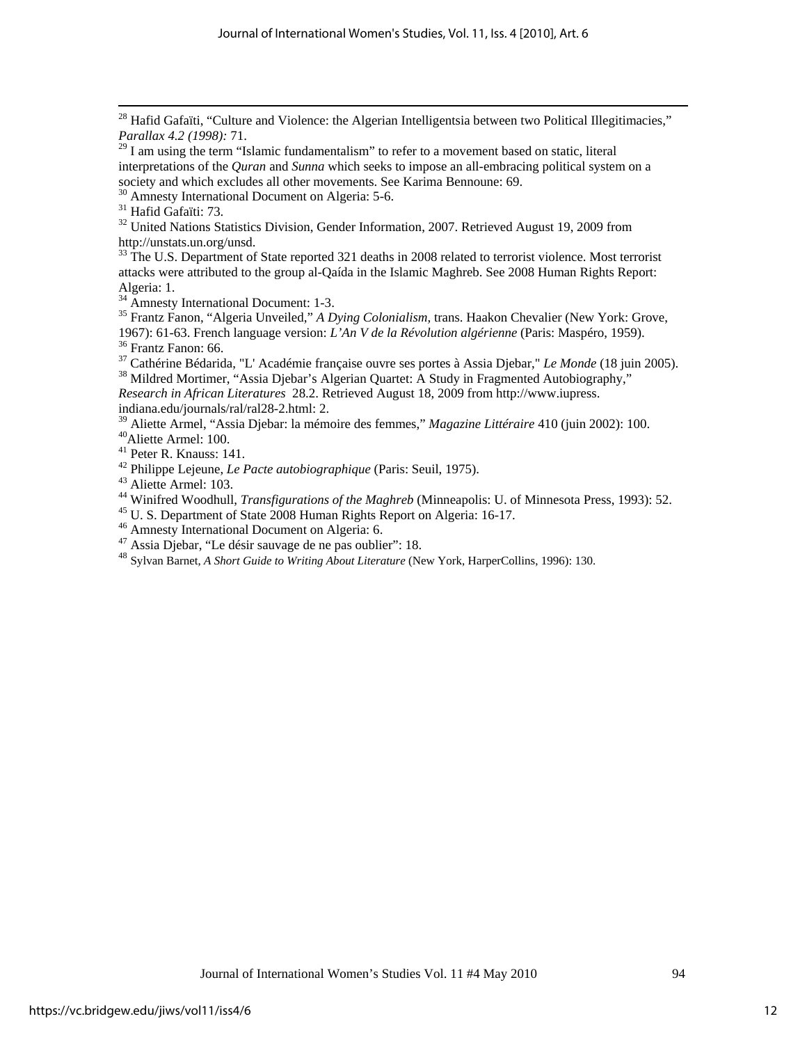[28] Hafid Gafaïti, "Culture and Violence: the Algerian Intelligentsia between two Political Illegitimacies," *Parallax 4.2 (1998):* 71.

[29] I am using the term "Islamic fundamentalism" to refer to a movement based on static, literal interpretations of the *Quran* and *Sunna* which seeks to impose an all-embracing political system on a society and which excludes all other movements. See Karima Bennoune: 69.

[30] Amnesty International Document on Algeria: 5-6.

[31] Hafid Gafaïti: 73.

[32] United Nations Statistics Division, Gender Information, 2007. Retrieved August 19, 2009 from http://unstats.un.org/unsd.

[33] The U.S. Department of State reported 321 deaths in 2008 related to terrorist violence. Most terrorist attacks were attributed to the group al-Qaída in the Islamic Maghreb. See 2008 Human Rights Report: Algeria: 1.

[34] Amnesty International Document: 1-3.

[35] Frantz Fanon, "Algeria Unveiled," *A Dying Colonialism*, trans. Haakon Chevalier (New York: Grove, 1967): 61-63. French language version: *L'An V de la Révolution algérienne* (Paris: Maspéro, 1959).

[36] Frantz Fanon: 66.

[37] Cathérine Bédarida, "L' Académie française ouvre ses portes à Assia Djebar," *Le Monde* (18 juin 2005).

[38] Mildred Mortimer, "Assia Djebar's Algerian Quartet: A Study in Fragmented Autobiography," *Research in African Literatures* 28.2. Retrieved August 18, 2009 from http://www.iupress.indiana.edu/journals/ral/ral28-2.html: 2.

[39] Aliette Armel, "Assia Djebar: la mémoire des femmes," *Magazine Littéraire* 410 (juin 2002): 100.

[40] Aliette Armel: 100.

[41] Peter R. Knauss: 141.

[42] Philippe Lejeune, *Le Pacte autobiographique* (Paris: Seuil, 1975).

[43] Aliette Armel: 103.

[44] Winifred Woodhull, *Transfigurations of the Maghreb* (Minneapolis: U. of Minnesota Press, 1993): 52.

[45] U. S. Department of State 2008 Human Rights Report on Algeria: 16-17.

[46] Amnesty International Document on Algeria: 6.

[47] Assia Djebar, "Le désir sauvage de ne pas oublier": 18.

[48] Sylvan Barnet, *A Short Guide to Writing About Literature* (New York, HarperCollins, 1996): 130.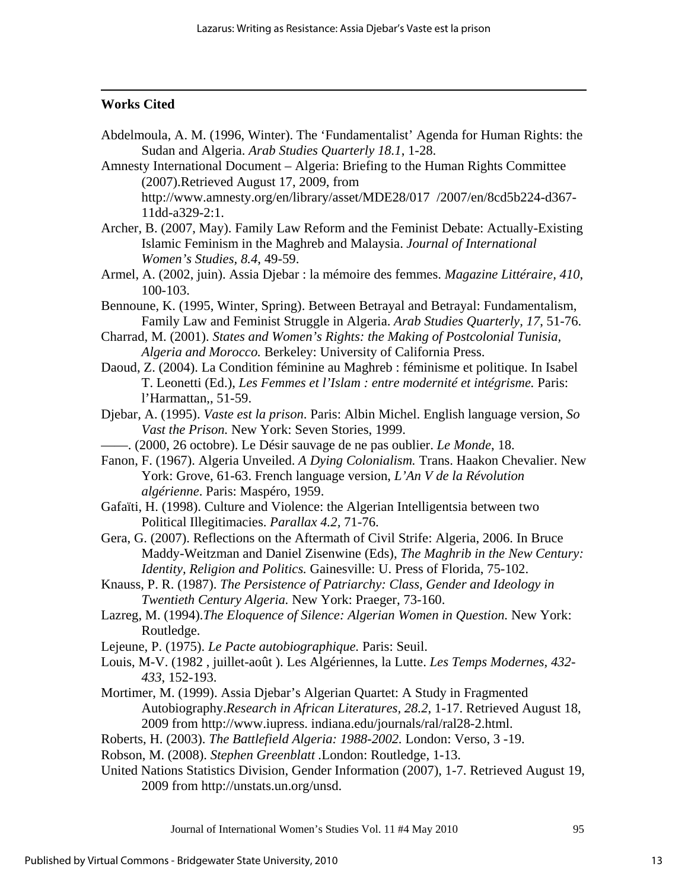## Works Cited

Abdelmoula, A. M. (1996, Winter). The 'Fundamentalist' Agenda for Human Rights: the Sudan and Algeria. *Arab Studies Quarterly 18.1*, 1-28.

Amnesty International Document – Algeria: Briefing to the Human Rights Committee (2007).Retrieved August 17, 2009, from http://www.amnesty.org/en/library/asset/MDE28/017 /2007/en/8cd5b224-d367-11dd-a329-2:1.

Archer, B. (2007, May). Family Law Reform and the Feminist Debate: Actually-Existing Islamic Feminism in the Maghreb and Malaysia. *Journal of International Women's Studies, 8.4*, 49-59.

Armel, A. (2002, juin). Assia Djebar : la mémoire des femmes. *Magazine Littéraire, 410*, 100-103.

Bennoune, K. (1995, Winter, Spring). Between Betrayal and Betrayal: Fundamentalism, Family Law and Feminist Struggle in Algeria. *Arab Studies Quarterly, 17*, 51-76.

Charrad, M. (2001). *States and Women's Rights: the Making of Postcolonial Tunisia, Algeria and Morocco.* Berkeley: University of California Press.

Daoud, Z. (2004). La Condition féminine au Maghreb : féminisme et politique. In Isabel T. Leonetti (Ed.), *Les Femmes et l'Islam : entre modernité et intégrisme.* Paris: l'Harmattan,, 51-59.

Djebar, A. (1995). *Vaste est la prison*. Paris: Albin Michel. English language version, *So Vast the Prison.* New York: Seven Stories, 1999.

——. (2000, 26 octobre). Le Désir sauvage de ne pas oublier. *Le Monde*, 18.

Fanon, F. (1967). Algeria Unveiled. *A Dying Colonialism.* Trans. Haakon Chevalier. New York: Grove, 61-63. French language version, *L'An V de la Révolution algérienne*. Paris: Maspéro, 1959.

Gafaïti, H. (1998). Culture and Violence: the Algerian Intelligentsia between two Political Illegitimacies. *Parallax 4.2,* 71-76.

Gera, G. (2007). Reflections on the Aftermath of Civil Strife: Algeria, 2006. In Bruce Maddy-Weitzman and Daniel Zisenwine (Eds), *The Maghrib in the New Century: Identity, Religion and Politics.* Gainesville: U. Press of Florida, 75-102.

Knauss, P. R. (1987). *The Persistence of Patriarchy: Class, Gender and Ideology in Twentieth Century Algeria.* New York: Praeger, 73-160.

Lazreg, M. (1994).*The Eloquence of Silence: Algerian Women in Question.* New York: Routledge.

Lejeune, P. (1975). *Le Pacte autobiographique.* Paris: Seuil.

Louis, M-V. (1982 , juillet-août ). Les Algériennes, la Lutte. *Les Temps Modernes, 432-433*, 152-193.

Mortimer, M. (1999). Assia Djebar's Algerian Quartet: A Study in Fragmented Autobiography.*Research in African Literatures, 28.2*, 1-17. Retrieved August 18, 2009 from http://www.iupress. indiana.edu/journals/ral/ral28-2.html.

Roberts, H. (2003). *The Battlefield Algeria: 1988-2002*. London: Verso, 3 -19.

Robson, M. (2008). *Stephen Greenblatt* .London: Routledge, 1-13.

United Nations Statistics Division, Gender Information (2007), 1-7. Retrieved August 19, 2009 from http://unstats.un.org/unsd.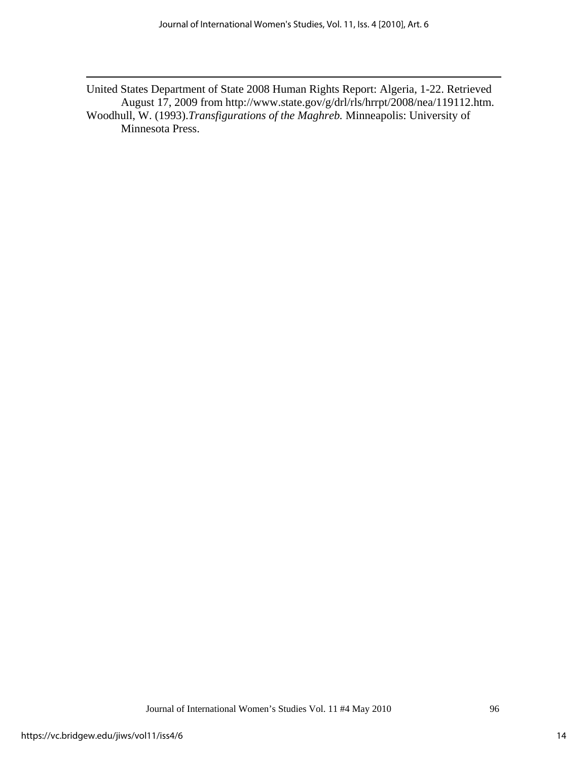United States Department of State 2008 Human Rights Report: Algeria, 1-22. Retrieved August 17, 2009 from http://www.state.gov/g/drl/rls/hrrpt/2008/nea/119112.htm.

Woodhull, W. (1993).*Transfigurations of the Maghreb.* Minneapolis: University of Minnesota Press.